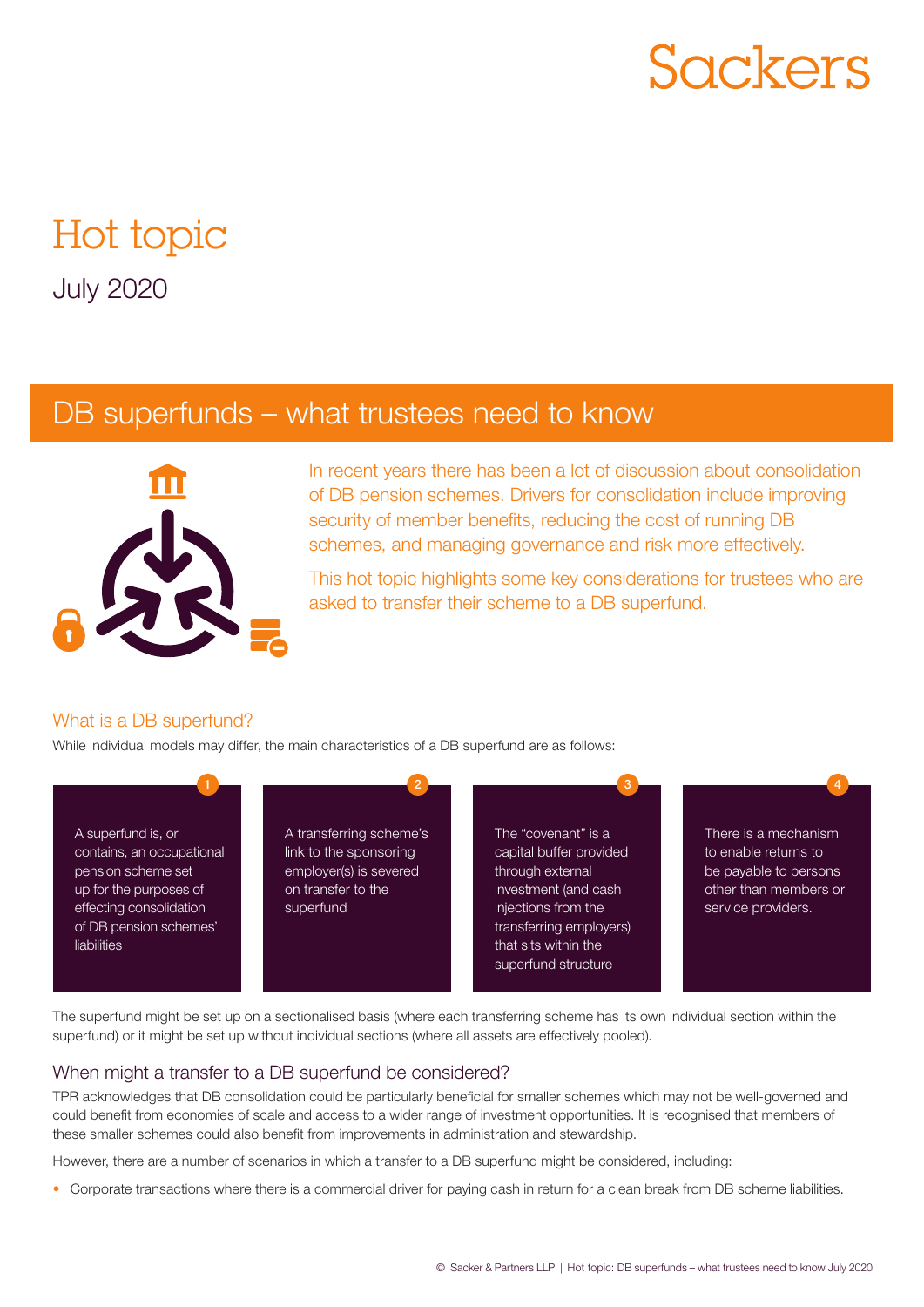Sackers

# Hot topic

July 2020

## DB superfunds – what trustees need to know

In recent years there has been a lot of discussion about consolidation of DB pension schemes. Drivers for consolidation include improving security of member benefits, reducing the cost of running DB schemes, and managing governance and risk more effectively.

This hot topic highlights some key considerations for trustees who are asked to transfer their scheme to a DB superfund.

### What is a DB superfund?

While individual models may differ, the main characteristics of a DB superfund are as follows:

1. A superfund is, or contains, an occupational pension scheme set up for the purposes of effecting consolidation of DB pension schemes' liabilities
2. A transferring scheme's link to the sponsoring employer(s) is severed on transfer to the superfund
3. The "covenant" is a capital buffer provided through external investment (and cash injections from the transferring employers) that sits within the superfund structure
4. There is a mechanism to enable returns to be payable to persons other than members or service providers.

The superfund might be set up on a sectionalised basis (where each transferring scheme has its own individual section within the superfund) or it might be set up without individual sections (where all assets are effectively pooled).

### When might a transfer to a DB superfund be considered?

TPR acknowledges that DB consolidation could be particularly beneficial for smaller schemes which may not be well-governed and could benefit from economies of scale and access to a wider range of investment opportunities. It is recognised that members of these smaller schemes could also benefit from improvements in administration and stewardship.

However, there are a number of scenarios in which a transfer to a DB superfund might be considered, including:

- Corporate transactions where there is a commercial driver for paying cash in return for a clean break from DB scheme liabilities.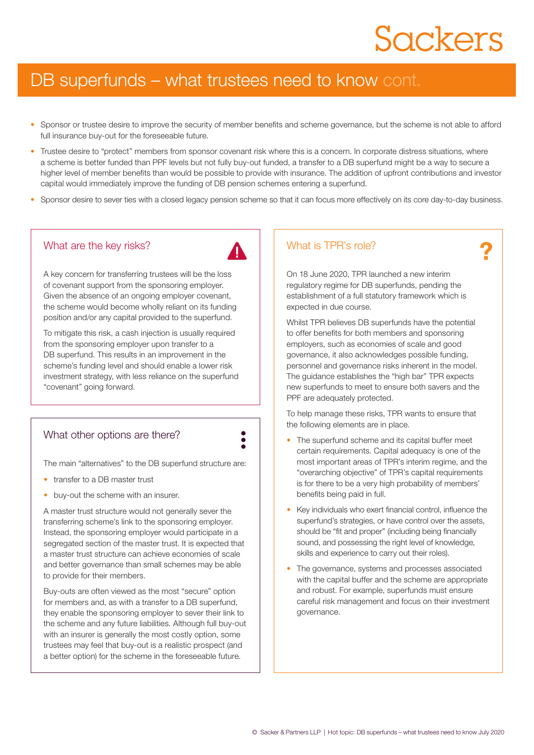# DB superfunds – what trustees need to know cont.

- Sponsor or trustee desire to improve the security of member benefits and scheme governance, but the scheme is not able to afford full insurance buy-out for the foreseeable future.
- Trustee desire to "protect" members from sponsor covenant risk where this is a concern. In corporate distress situations, where a scheme is better funded than PPF levels but not fully buy-out funded, a transfer to a DB superfund might be a way to secure a higher level of member benefits than would be possible to provide with insurance. The addition of upfront contributions and investor capital would immediately improve the funding of DB pension schemes entering a superfund.
- Sponsor desire to sever ties with a closed legacy pension scheme so that it can focus more effectively on its core day-to-day business.

## What are the key risks?

A key concern for transferring trustees will be the loss of covenant support from the sponsoring employer. Given the absence of an ongoing employer covenant, the scheme would become wholly reliant on its funding position and/or any capital provided to the superfund.

To mitigate this risk, a cash injection is usually required from the sponsoring employer upon transfer to a DB superfund. This results in an improvement in the scheme's funding level and should enable a lower risk investment strategy, with less reliance on the superfund "covenant" going forward.

## What other options are there?

The main "alternatives" to the DB superfund structure are:

- transfer to a DB master trust
- buy-out the scheme with an insurer.

A master trust structure would not generally sever the transferring scheme's link to the sponsoring employer. Instead, the sponsoring employer would participate in a segregated section of the master trust. It is expected that a master trust structure can achieve economies of scale and better governance than small schemes may be able to provide for their members.

Buy-outs are often viewed as the most "secure" option for members and, as with a transfer to a DB superfund, they enable the sponsoring employer to sever their link to the scheme and any future liabilities. Although full buy-out with an insurer is generally the most costly option, some trustees may feel that buy-out is a realistic prospect (and a better option) for the scheme in the foreseeable future.

## What is TPR's role?

On 18 June 2020, TPR launched a new interim regulatory regime for DB superfunds, pending the establishment of a full statutory framework which is expected in due course.

Whilst TPR believes DB superfunds have the potential to offer benefits for both members and sponsoring employers, such as economies of scale and good governance, it also acknowledges possible funding, personnel and governance risks inherent in the model. The guidance establishes the "high bar" TPR expects new superfunds to meet to ensure both savers and the PPF are adequately protected.

To help manage these risks, TPR wants to ensure that the following elements are in place.

- The superfund scheme and its capital buffer meet certain requirements. Capital adequacy is one of the most important areas of TPR's interim regime, and the "overarching objective" of TPR's capital requirements is for there to be a very high probability of members' benefits being paid in full.
- Key individuals who exert financial control, influence the superfund's strategies, or have control over the assets, should be "fit and proper" (including being financially sound, and possessing the right level of knowledge, skills and experience to carry out their roles).
- The governance, systems and processes associated with the capital buffer and the scheme are appropriate and robust. For example, superfunds must ensure careful risk management and focus on their investment governance.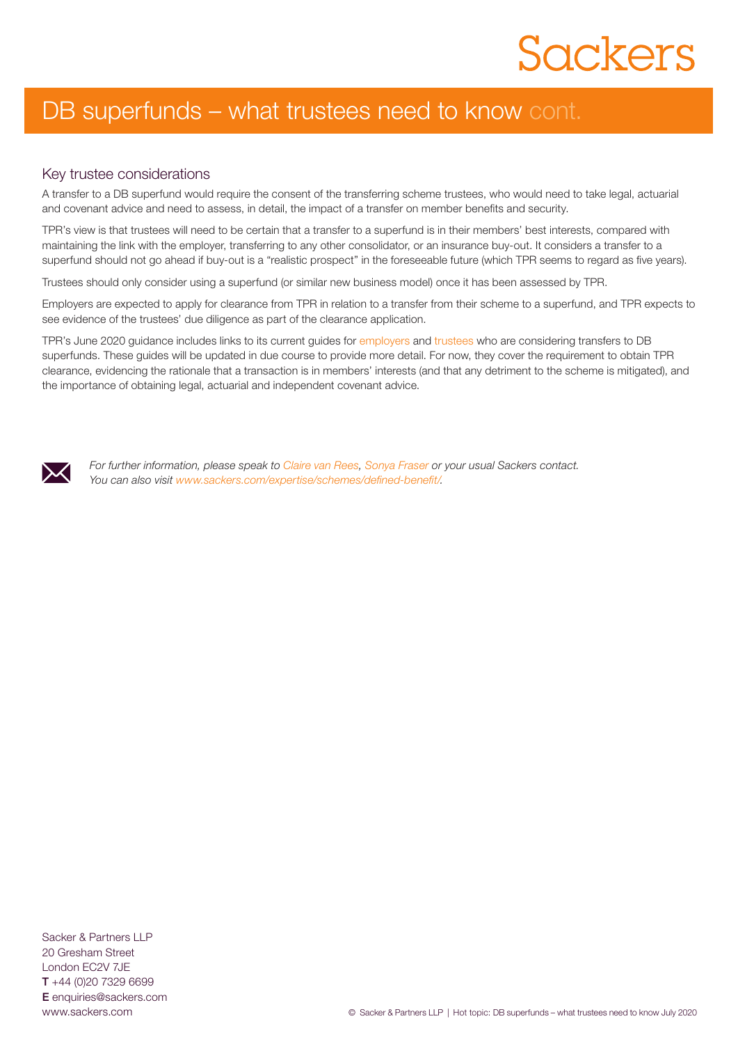## Key trustee considerations

A transfer to a DB superfund would require the consent of the transferring scheme trustees, who would need to take legal, actuarial and covenant advice and need to assess, in detail, the impact of a transfer on member benefits and security.

TPR's view is that trustees will need to be certain that a transfer to a superfund is in their members' best interests, compared with maintaining the link with the employer, transferring to any other consolidator, or an insurance buy-out. It considers a transfer to a superfund should not go ahead if buy-out is a "realistic prospect" in the foreseeable future (which TPR seems to regard as five years).

Trustees should only consider using a superfund (or similar new business model) once it has been assessed by TPR.

Employers are expected to apply for clearance from TPR in relation to a transfer from their scheme to a superfund, and TPR expects to see evidence of the trustees' due diligence as part of the clearance application.

TPR's June 2020 guidance includes links to its current guides for employers and trustees who are considering transfers to DB superfunds. These guides will be updated in due course to provide more detail. For now, they cover the requirement to obtain TPR clearance, evidencing the rationale that a transaction is in members' interests (and that any detriment to the scheme is mitigated), and the importance of obtaining legal, actuarial and independent covenant advice.

*For further information, please speak to Claire van Rees, Sonya Fraser or your usual Sackers contact.*
*You can also visit www.sackers.com/expertise/schemes/defined-benefit/.*

Sacker & Partners LLP
20 Gresham Street
London EC2V 7JE
**T** +44 (0)20 7329 6699
**E** enquiries@sackers.com
www.sackers.com

© Sacker & Partners LLP | Hot topic: DB superfunds – what trustees need to know July 2020